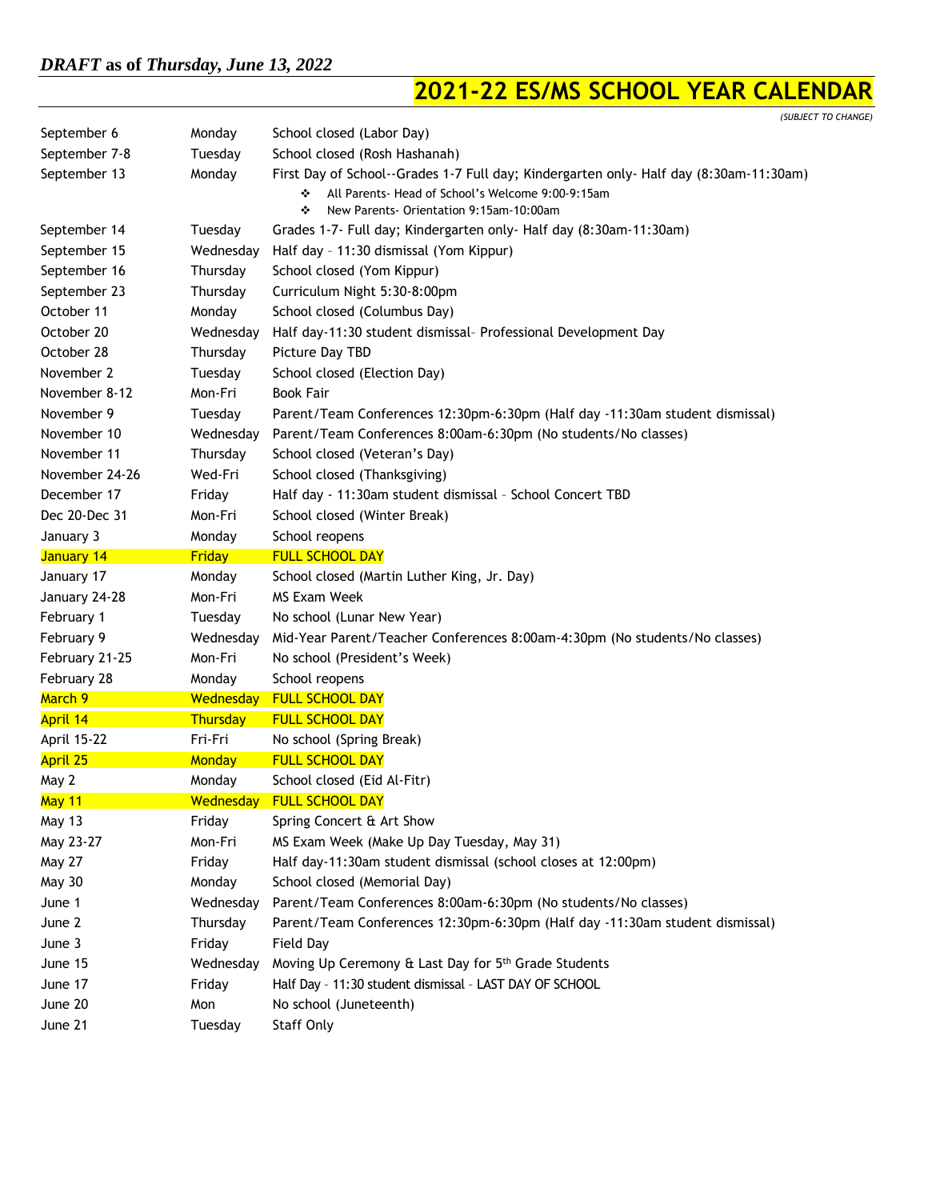*DRAFT* **as of** ***Thursday, June 13, 2022***

# 2021-22 ES/MS SCHOOL YEAR CALENDAR

*(SUBJECT TO CHANGE)*

| | | |
|---|---|---|
| September 6 | Monday | School closed (Labor Day) |
| September 7-8 | Tuesday | School closed (Rosh Hashanah) |
| September 13 | Monday | First Day of School--Grades 1-7 Full day; Kindergarten only- Half day (8:30am-11:30am)<br>❖ All Parents- Head of School's Welcome 9:00-9:15am<br>❖ New Parents- Orientation 9:15am-10:00am |
| September 14 | Tuesday | Grades 1-7- Full day; Kindergarten only- Half day (8:30am-11:30am) |
| September 15 | Wednesday | Half day – 11:30 dismissal (Yom Kippur) |
| September 16 | Thursday | School closed (Yom Kippur) |
| September 23 | Thursday | Curriculum Night 5:30-8:00pm |
| October 11 | Monday | School closed (Columbus Day) |
| October 20 | Wednesday | Half day-11:30 student dismissal– Professional Development Day |
| October 28 | Thursday | Picture Day TBD |
| November 2 | Tuesday | School closed (Election Day) |
| November 8-12 | Mon-Fri | Book Fair |
| November 9 | Tuesday | Parent/Team Conferences 12:30pm-6:30pm (Half day -11:30am student dismissal) |
| November 10 | Wednesday | Parent/Team Conferences 8:00am-6:30pm (No students/No classes) |
| November 11 | Thursday | School closed (Veteran's Day) |
| November 24-26 | Wed-Fri | School closed (Thanksgiving) |
| December 17 | Friday | Half day - 11:30am student dismissal – School Concert TBD |
| Dec 20-Dec 31 | Mon-Fri | School closed (Winter Break) |
| January 3 | Monday | School reopens |
| January 14 | Friday | FULL SCHOOL DAY |
| January 17 | Monday | School closed (Martin Luther King, Jr. Day) |
| January 24-28 | Mon-Fri | MS Exam Week |
| February 1 | Tuesday | No school (Lunar New Year) |
| February 9 | Wednesday | Mid-Year Parent/Teacher Conferences 8:00am-4:30pm (No students/No classes) |
| February 21-25 | Mon-Fri | No school (President's Week) |
| February 28 | Monday | School reopens |
| March 9 | Wednesday | FULL SCHOOL DAY |
| April 14 | Thursday | FULL SCHOOL DAY |
| April 15-22 | Fri-Fri | No school (Spring Break) |
| April 25 | Monday | FULL SCHOOL DAY |
| May 2 | Monday | School closed (Eid Al-Fitr) |
| May 11 | Wednesday | FULL SCHOOL DAY |
| May 13 | Friday | Spring Concert & Art Show |
| May 23-27 | Mon-Fri | MS Exam Week (Make Up Day Tuesday, May 31) |
| May 27 | Friday | Half day-11:30am student dismissal (school closes at 12:00pm) |
| May 30 | Monday | School closed (Memorial Day) |
| June 1 | Wednesday | Parent/Team Conferences 8:00am-6:30pm (No students/No classes) |
| June 2 | Thursday | Parent/Team Conferences 12:30pm-6:30pm (Half day -11:30am student dismissal) |
| June 3 | Friday | Field Day |
| June 15 | Wednesday | Moving Up Ceremony & Last Day for 5th Grade Students |
| June 17 | Friday | Half Day - 11:30 student dismissal – LAST DAY OF SCHOOL |
| June 20 | Mon | No school (Juneteenth) |
| June 21 | Tuesday | Staff Only |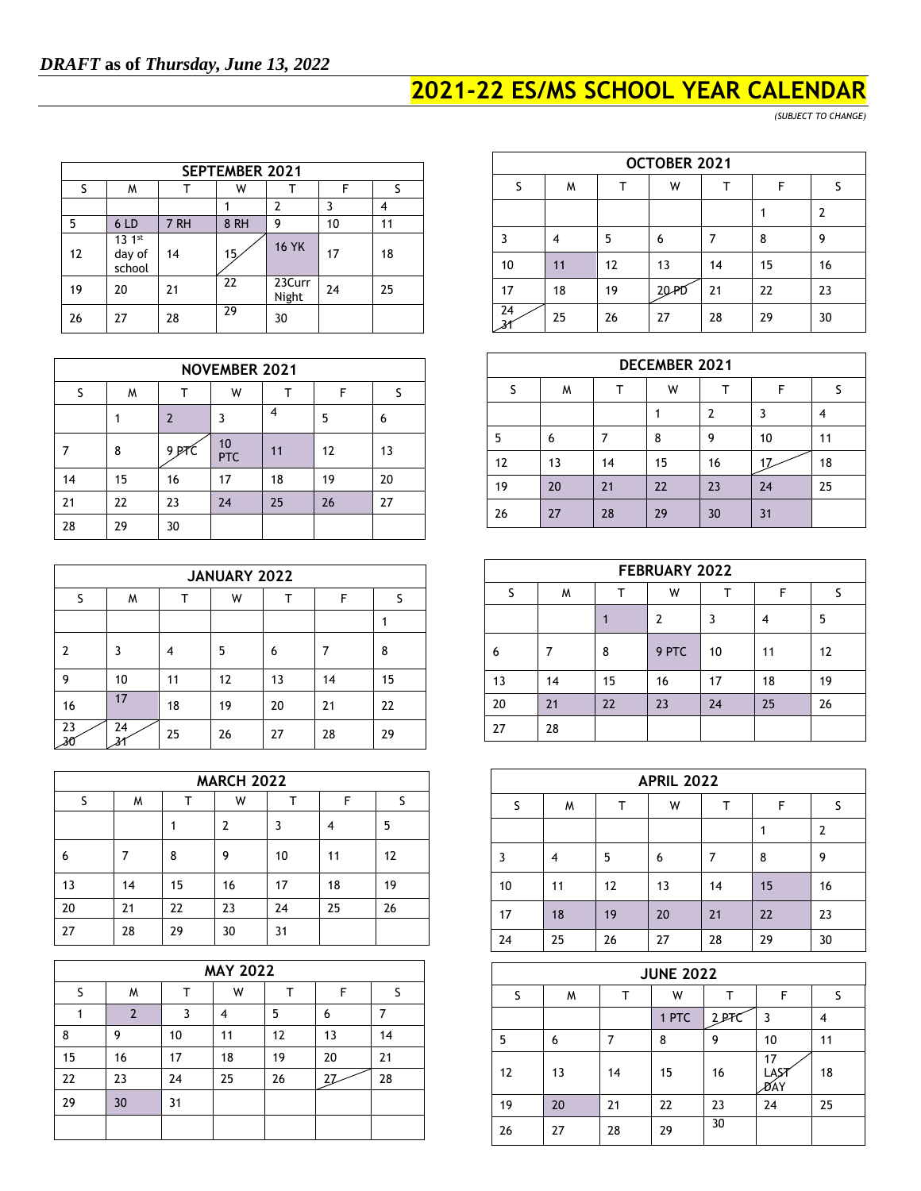***DRAFT* as of *Thursday, June 13, 2022***

# 2021-22 ES/MS SCHOOL YEAR CALENDAR

*(SUBJECT TO CHANGE)*

| SEPTEMBER 2021 | | | | | | |
|---|---|---|---|---|---|---|
| S | M | T | W | T | F | S |
| | | | 1 | 2 | 3 | 4 |
| 5 | 6 LD | 7 RH | 8 RH | 9 | 10 | 11 |
| 12 | 13 1st day of school | 14 | 15 | 16 YK | 17 | 18 |
| 19 | 20 | 21 | 22 | 23Curr Night | 24 | 25 |
| 26 | 27 | 28 | 29 | 30 | | |

| OCTOBER 2021 | | | | | | |
|---|---|---|---|---|---|---|
| S | M | T | W | T | F | S |
| | | | | | 1 | 2 |
| 3 | 4 | 5 | 6 | 7 | 8 | 9 |
| 10 | 11 | 12 | 13 | 14 | 15 | 16 |
| 17 | 18 | 19 | 20 PD | 21 | 22 | 23 |
| 24 31 | 25 | 26 | 27 | 28 | 29 | 30 |

| NOVEMBER 2021 | | | | | | |
|---|---|---|---|---|---|---|
| S | M | T | W | T | F | S |
| | 1 | 2 | 3 | 4 | 5 | 6 |
| 7 | 8 | 9 PTC | 10 PTC | 11 | 12 | 13 |
| 14 | 15 | 16 | 17 | 18 | 19 | 20 |
| 21 | 22 | 23 | 24 | 25 | 26 | 27 |
| 28 | 29 | 30 | | | | |

| DECEMBER 2021 | | | | | | |
|---|---|---|---|---|---|---|
| S | M | T | W | T | F | S |
| | | | 1 | 2 | 3 | 4 |
| 5 | 6 | 7 | 8 | 9 | 10 | 11 |
| 12 | 13 | 14 | 15 | 16 | 17 | 18 |
| 19 | 20 | 21 | 22 | 23 | 24 | 25 |
| 26 | 27 | 28 | 29 | 30 | 31 | |

| JANUARY 2022 | | | | | | |
|---|---|---|---|---|---|---|
| S | M | T | W | T | F | S |
| | | | | | | 1 |
| 2 | 3 | 4 | 5 | 6 | 7 | 8 |
| 9 | 10 | 11 | 12 | 13 | 14 | 15 |
| 16 | 17 | 18 | 19 | 20 | 21 | 22 |
| 23 30 | 24 31 | 25 | 26 | 27 | 28 | 29 |

| FEBRUARY 2022 | | | | | | |
|---|---|---|---|---|---|---|
| S | M | T | W | T | F | S |
| | | 1 | 2 | 3 | 4 | 5 |
| 6 | 7 | 8 | 9 PTC | 10 | 11 | 12 |
| 13 | 14 | 15 | 16 | 17 | 18 | 19 |
| 20 | 21 | 22 | 23 | 24 | 25 | 26 |
| 27 | 28 | | | | | |

| MARCH 2022 | | | | | | |
|---|---|---|---|---|---|---|
| S | M | T | W | T | F | S |
| | | 1 | 2 | 3 | 4 | 5 |
| 6 | 7 | 8 | 9 | 10 | 11 | 12 |
| 13 | 14 | 15 | 16 | 17 | 18 | 19 |
| 20 | 21 | 22 | 23 | 24 | 25 | 26 |
| 27 | 28 | 29 | 30 | 31 | | |

| APRIL 2022 | | | | | | |
|---|---|---|---|---|---|---|
| S | M | T | W | T | F | S |
| | | | | | 1 | 2 |
| 3 | 4 | 5 | 6 | 7 | 8 | 9 |
| 10 | 11 | 12 | 13 | 14 | 15 | 16 |
| 17 | 18 | 19 | 20 | 21 | 22 | 23 |
| 24 | 25 | 26 | 27 | 28 | 29 | 30 |

| MAY 2022 | | | | | | |
|---|---|---|---|---|---|---|
| S | M | T | W | T | F | S |
| 1 | 2 | 3 | 4 | 5 | 6 | 7 |
| 8 | 9 | 10 | 11 | 12 | 13 | 14 |
| 15 | 16 | 17 | 18 | 19 | 20 | 21 |
| 22 | 23 | 24 | 25 | 26 | 27 | 28 |
| 29 | 30 | 31 | | | | |
| | | | | | | |

| JUNE 2022 | | | | | | |
|---|---|---|---|---|---|---|
| S | M | T | W | T | F | S |
| | | | 1 PTC | 2 PTC | 3 | 4 |
| 5 | 6 | 7 | 8 | 9 | 10 | 11 |
| 12 | 13 | 14 | 15 | 16 | 17 LAST DAY | 18 |
| 19 | 20 | 21 | 22 | 23 | 24 | 25 |
| 26 | 27 | 28 | 29 | 30 | | |